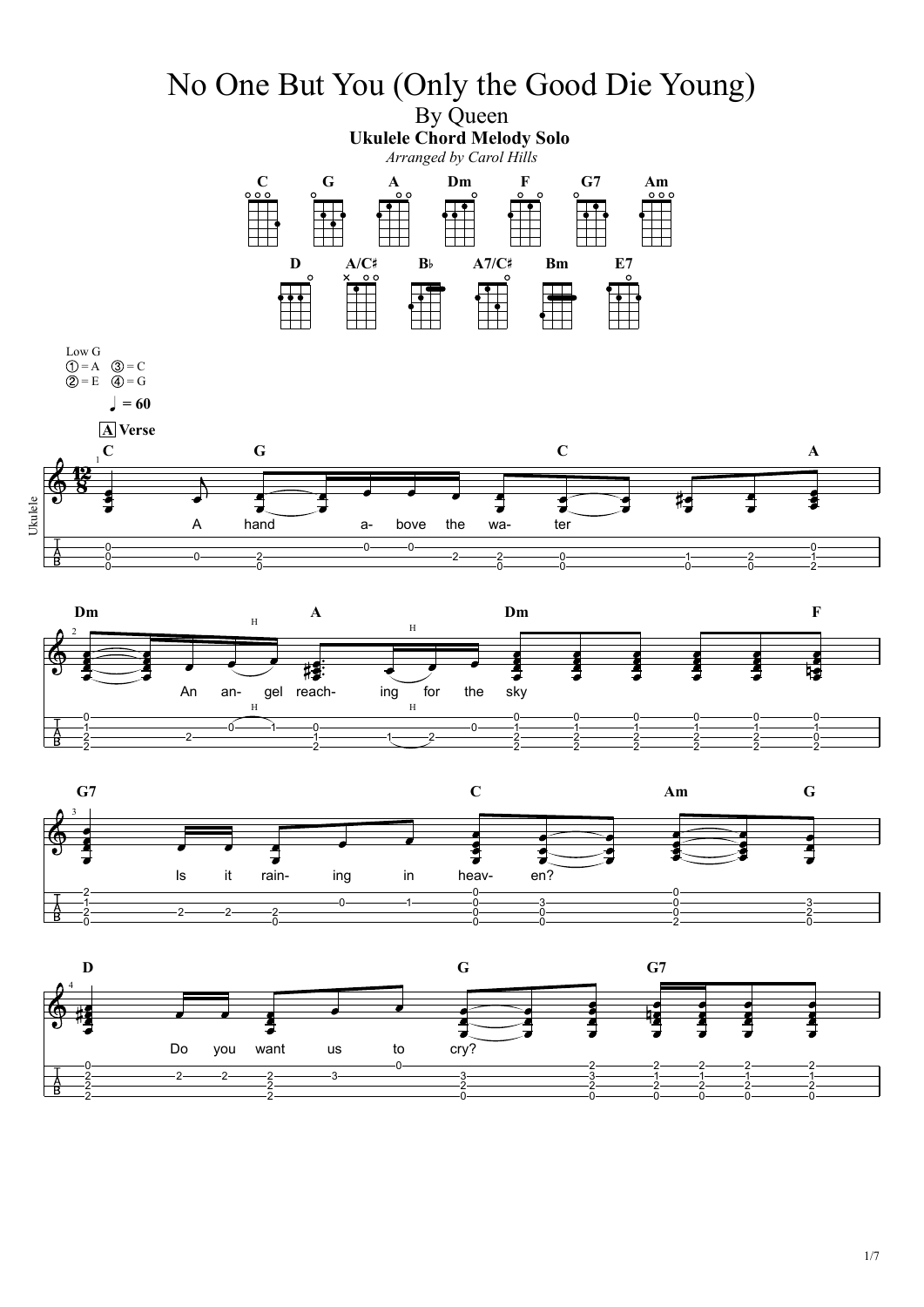# No One But You (Only the Good Die Young)

## By Queen

**Ukulele Chord Melody Solo**

*Arranged by Carol Hills*

Chords: C, G, A, Dm, F, G7, Am, D, A/C♯, B♭, A7/C♯, Bm, E7

Low G
① = A ③ = C
② = E ④ = G

♩ = 60

**A Verse**

C G C A
A hand a- bove the wa- ter

Dm A Dm F
An an- gel reach- ing for the sky

G7 C Am G
Is it rain- ing in heav- en?

D G G7
Do you want us to cry?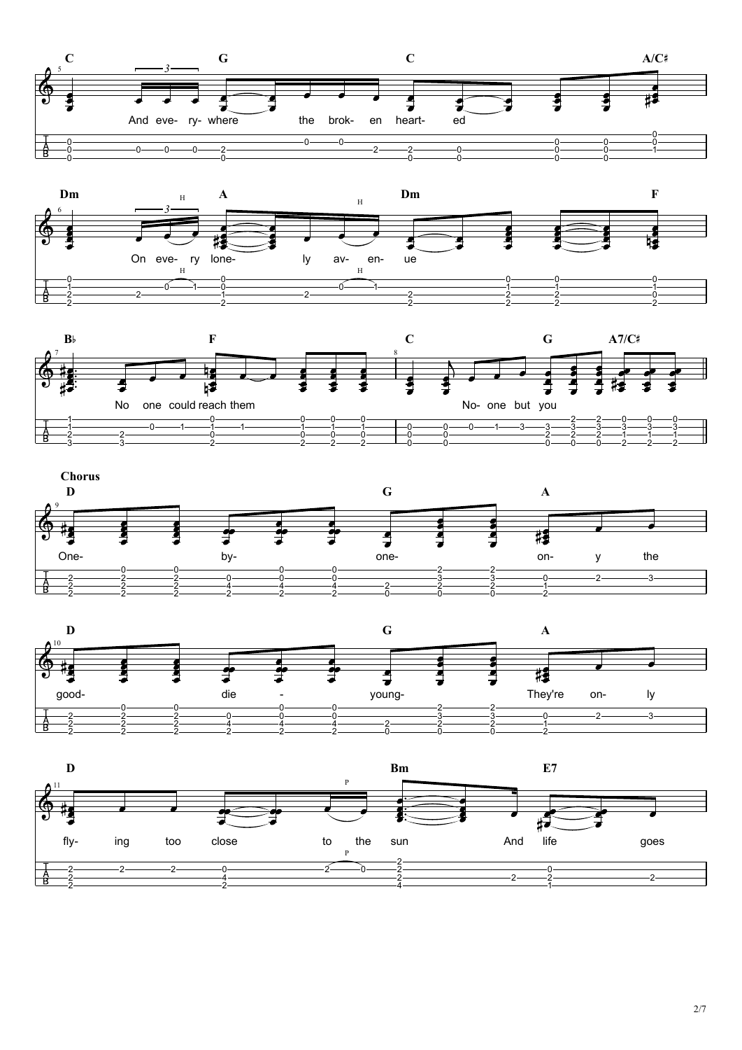**C** **G** **C** **A/C♯**

And eve- ry- where the brok- en heart- ed

**Dm** **A** **Dm** **F**

On eve- ry lone- ly av- en- ue

**B♭** **F** **C** **G** **A7/C♯**

No one could reach them No- one but you

**Chorus**

**D** **G** **A**

One- by- one- on- y the

**D** **G** **A**

good- die - young- They're on- ly

**D** **Bm** **E7**

fly- ing too close to the sun And life goes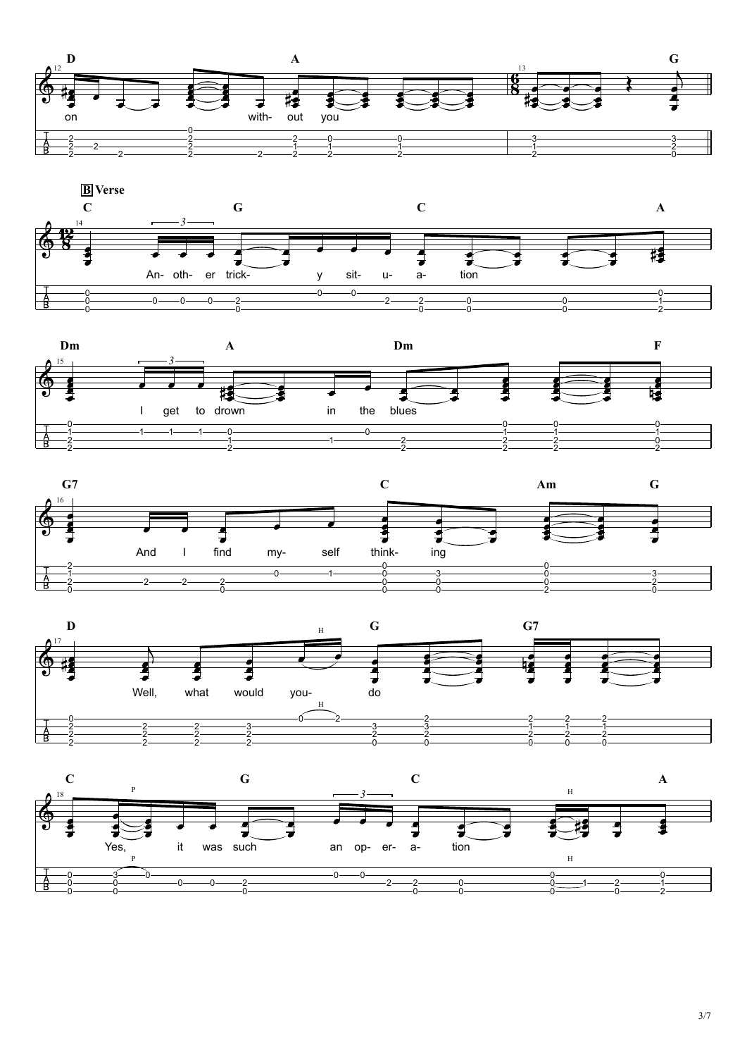D A G

on with- out you

**B Verse**

C G C A

An- oth- er trick- y sit- u- a- tion

Dm A Dm F

I get to drown in the blues

G7 C Am G

And I find my- self think- ing

D G G7

Well, what would you- do

C G C A

Yes, it was such an op- er- a- tion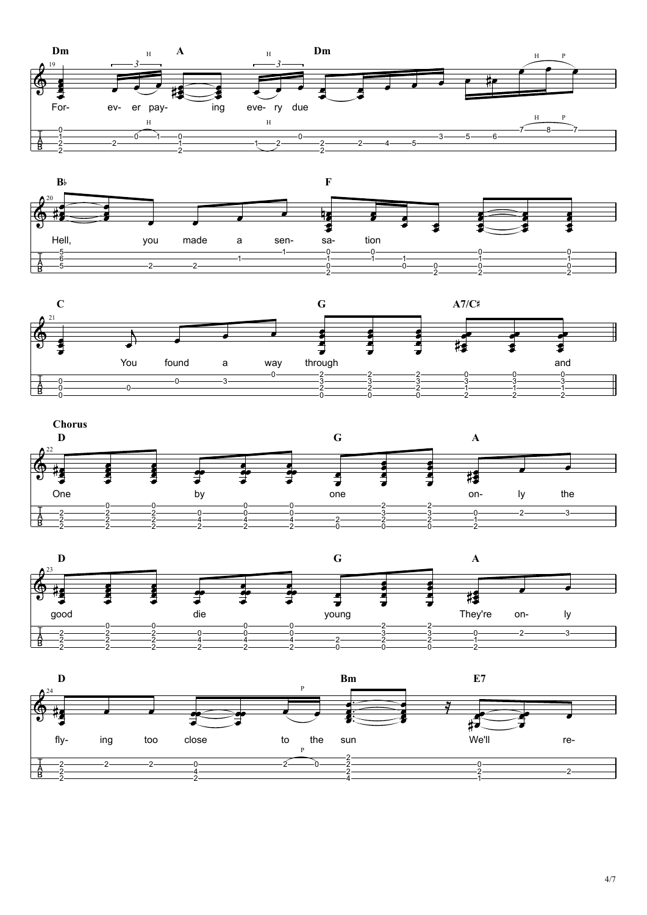**Dm** **A** **Dm**

For- ev- er pay- ing eve- ry due

**B♭** **F**

Hell, you made a sen- sa- tion

**C** **G** **A7/C♯**

You found a way through and

**Chorus**

**D** **G** **A**

One by one on- ly the

**D** **G** **A**

good die young They're on- ly

**D** **Bm** **E7**

fly- ing too close to the sun We'll re-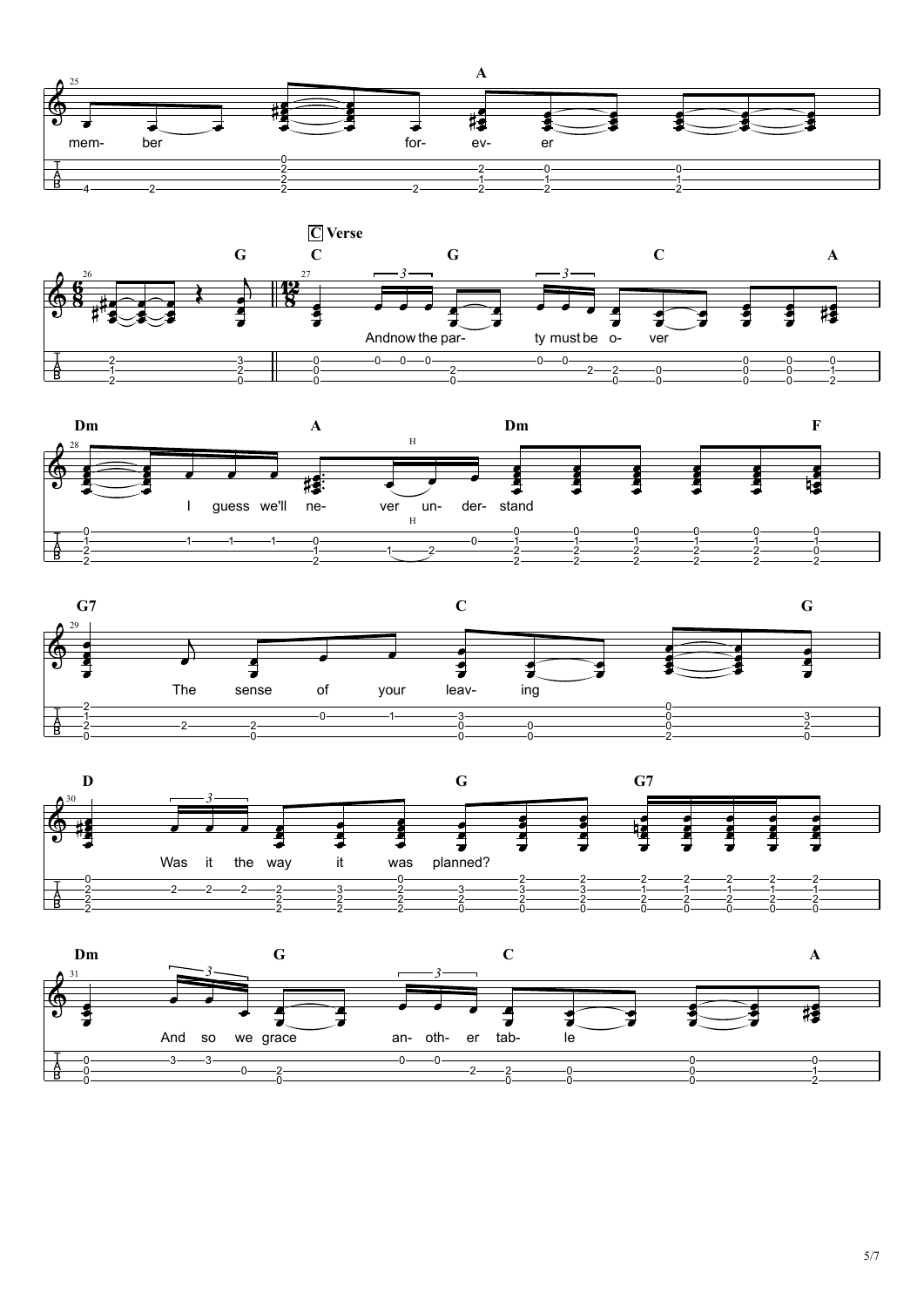## C Verse

**Measure 25:** A
mem- ber for- ev- er

**Measure 26:** G
**Measure 27:** C G C A
And now the par- ty must be o- ver

**Measure 28:** Dm A Dm F
I guess we'll ne- ver un- der- stand

**Measure 29:** G7 C G
The sense of your leav- ing

**Measure 30:** D G G7
Was it the way it was planned?

**Measure 31:** Dm G C A
And so we grace an- oth- er tab- le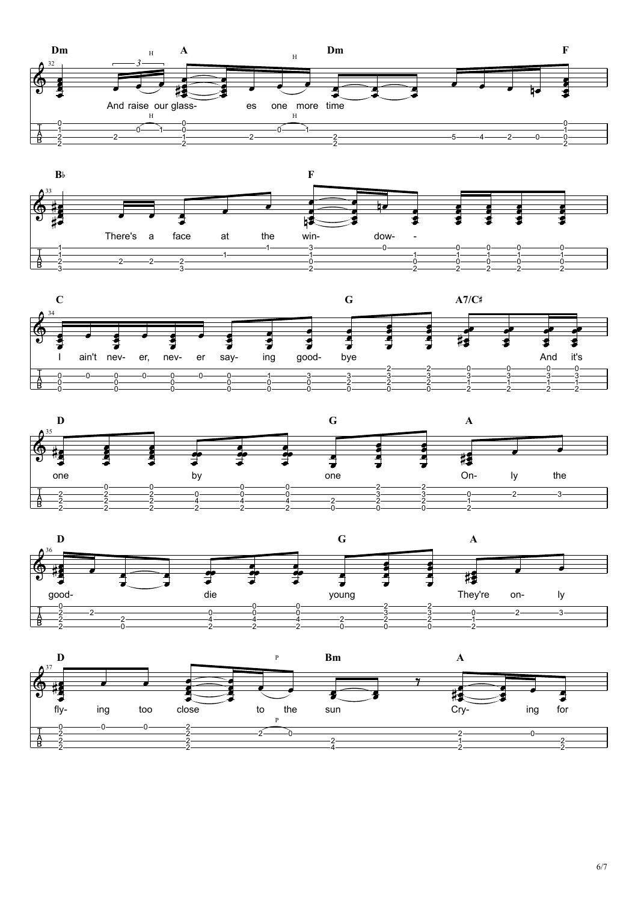Dm A Dm F

And raise our glass- es one more time

B♭ F

There's a face at the win- dow-

C G A7/C♯

I ain't nev- er, nev- er say- ing good- bye And it's

D G A

one by one On- ly the

D G A

good- die young They're on- ly

D Bm A

fly- ing too close to the sun Cry- ing for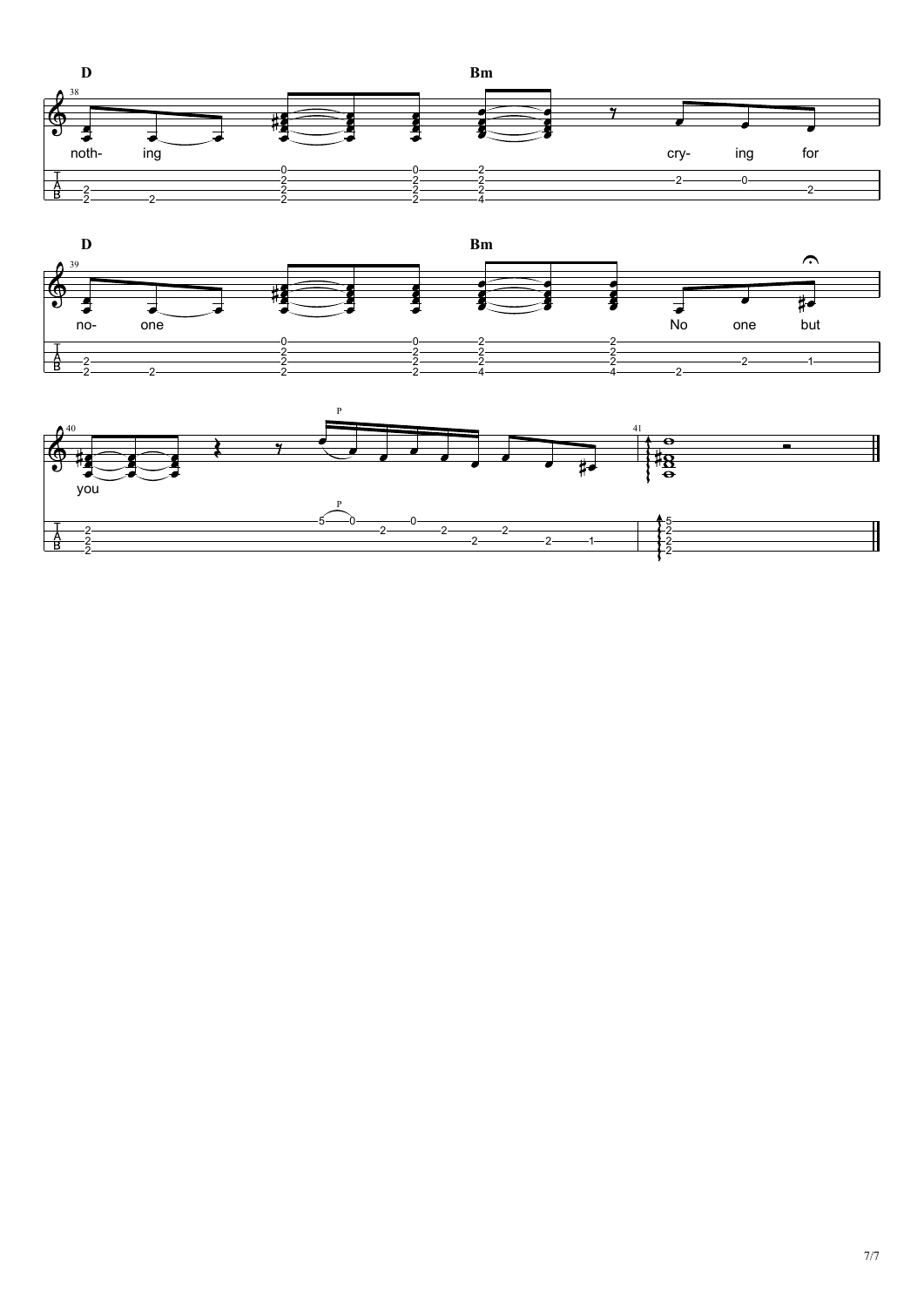D Bm

noth- ing cry- ing for

D Bm

no- one No one but

you